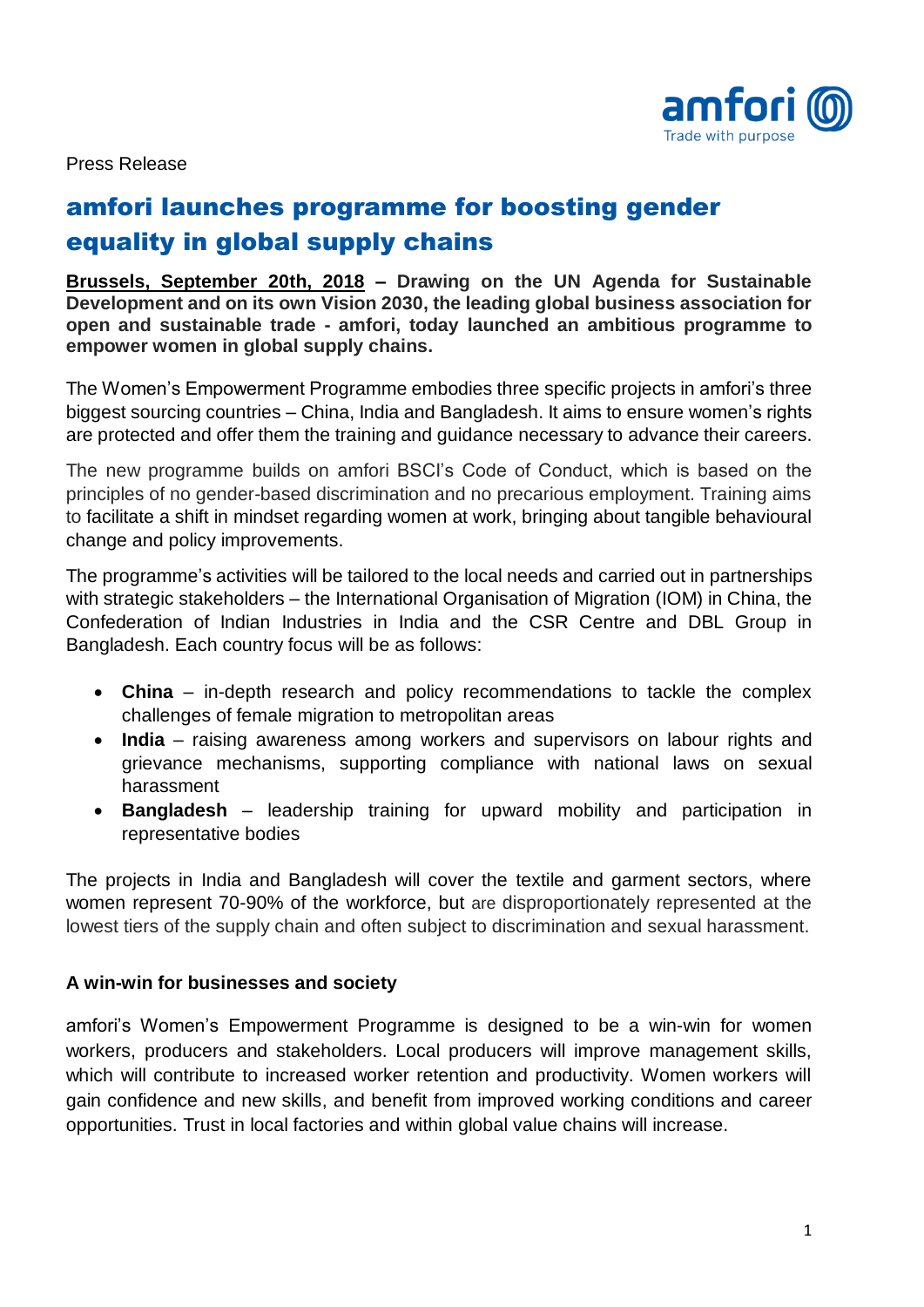Press Release

# amfori launches programme for boosting gender equality in global supply chains

**Brussels, September 20th, 2018 – Drawing on the UN Agenda for Sustainable Development and on its own Vision 2030, the leading global business association for open and sustainable trade - amfori, today launched an ambitious programme to empower women in global supply chains.**

The Women's Empowerment Programme embodies three specific projects in amfori's three biggest sourcing countries – China, India and Bangladesh. It aims to ensure women's rights are protected and offer them the training and guidance necessary to advance their careers.

The new programme builds on amfori BSCI's Code of Conduct, which is based on the principles of no gender-based discrimination and no precarious employment. Training aims to facilitate a shift in mindset regarding women at work, bringing about tangible behavioural change and policy improvements.

The programme's activities will be tailored to the local needs and carried out in partnerships with strategic stakeholders – the International Organisation of Migration (IOM) in China, the Confederation of Indian Industries in India and the CSR Centre and DBL Group in Bangladesh. Each country focus will be as follows:

- **China** – in-depth research and policy recommendations to tackle the complex challenges of female migration to metropolitan areas
- **India** – raising awareness among workers and supervisors on labour rights and grievance mechanisms, supporting compliance with national laws on sexual harassment
- **Bangladesh** – leadership training for upward mobility and participation in representative bodies

The projects in India and Bangladesh will cover the textile and garment sectors, where women represent 70-90% of the workforce, but are disproportionately represented at the lowest tiers of the supply chain and often subject to discrimination and sexual harassment.

### A win-win for businesses and society

amfori's Women's Empowerment Programme is designed to be a win-win for women workers, producers and stakeholders. Local producers will improve management skills, which will contribute to increased worker retention and productivity. Women workers will gain confidence and new skills, and benefit from improved working conditions and career opportunities. Trust in local factories and within global value chains will increase.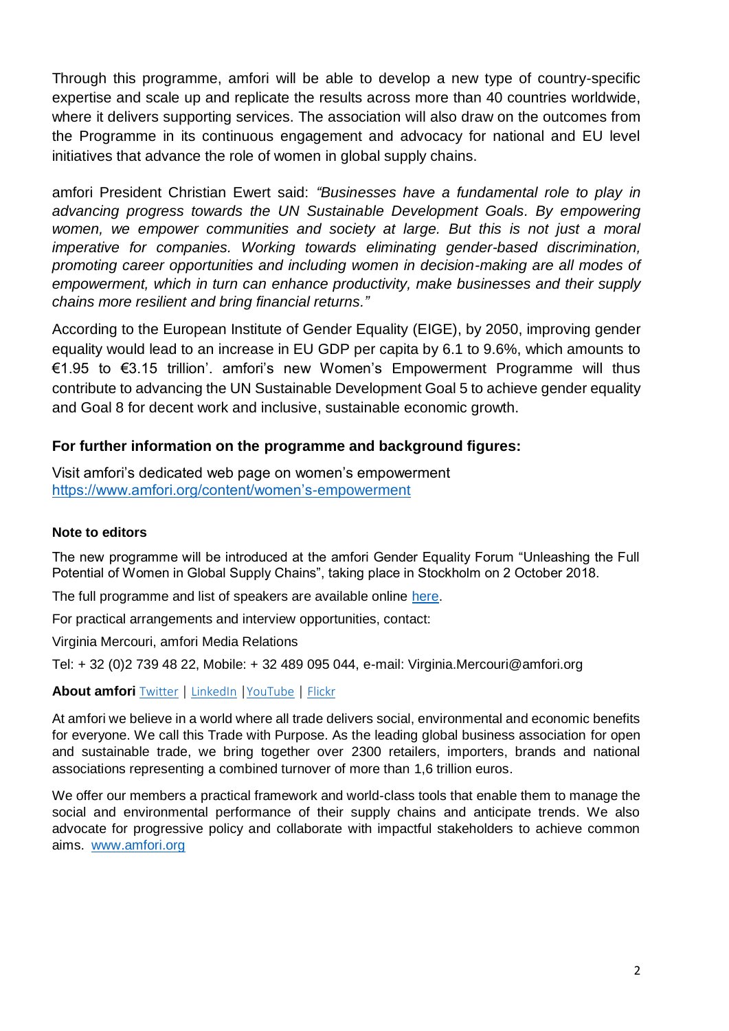Through this programme, amfori will be able to develop a new type of country-specific expertise and scale up and replicate the results across more than 40 countries worldwide, where it delivers supporting services. The association will also draw on the outcomes from the Programme in its continuous engagement and advocacy for national and EU level initiatives that advance the role of women in global supply chains.

amfori President Christian Ewert said: *"Businesses have a fundamental role to play in advancing progress towards the UN Sustainable Development Goals. By empowering women, we empower communities and society at large. But this is not just a moral imperative for companies. Working towards eliminating gender-based discrimination, promoting career opportunities and including women in decision-making are all modes of empowerment, which in turn can enhance productivity, make businesses and their supply chains more resilient and bring financial returns."*

According to the European Institute of Gender Equality (EIGE), by 2050, improving gender equality would lead to an increase in EU GDP per capita by 6.1 to 9.6%, which amounts to €1.95 to €3.15 trillion'. amfori's new Women's Empowerment Programme will thus contribute to advancing the UN Sustainable Development Goal 5 to achieve gender equality and Goal 8 for decent work and inclusive, sustainable economic growth.

### For further information on the programme and background figures:

Visit amfori's dedicated web page on women's empowerment
[https://www.amfori.org/content/women's-empowerment](https://www.amfori.org/content/women's-empowerment)

**Note to editors**

The new programme will be introduced at the amfori Gender Equality Forum "Unleashing the Full Potential of Women in Global Supply Chains", taking place in Stockholm on 2 October 2018.

The full programme and list of speakers are available online here.

For practical arrangements and interview opportunities, contact:

Virginia Mercouri, amfori Media Relations

Tel: + 32 (0)2 739 48 22, Mobile: + 32 489 095 044, e-mail: Virginia.Mercouri@amfori.org

**About amfori** Twitter | LinkedIn |YouTube | Flickr

At amfori we believe in a world where all trade delivers social, environmental and economic benefits for everyone. We call this Trade with Purpose. As the leading global business association for open and sustainable trade, we bring together over 2300 retailers, importers, brands and national associations representing a combined turnover of more than 1,6 trillion euros.

We offer our members a practical framework and world-class tools that enable them to manage the social and environmental performance of their supply chains and anticipate trends. We also advocate for progressive policy and collaborate with impactful stakeholders to achieve common aims. [www.amfori.org](www.amfori.org)